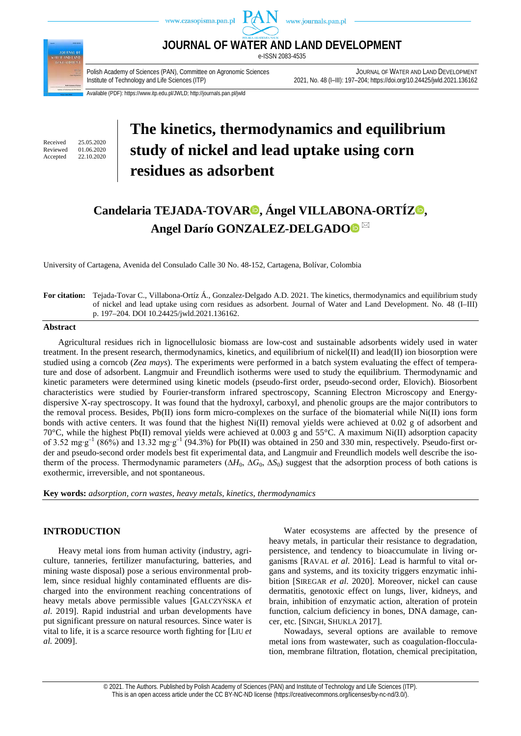# The kinetics, thermodynamics and equilibrium study of nickel and lead uptake using corn residues as adsorbent

Received 25.05.2020
Reviewed 01.06.2020
Accepted 22.10.2020

**Candelaria TEJADA-TOVAR, Ángel VILLABONA-ORTÍZ, Angel Darío GONZALEZ-DELGADO**

University of Cartagena, Avenida del Consulado Calle 30 No. 48-152, Cartagena, Bolívar, Colombia

**For citation:** Tejada-Tovar C., Villabona-Ortíz Á., Gonzalez-Delgado A.D. 2021. The kinetics, thermodynamics and equilibrium study of nickel and lead uptake using corn residues as adsorbent. Journal of Water and Land Development. No. 48 (I–III) p. 197–204. DOI 10.24425/jwld.2021.136162.

## Abstract

Agricultural residues rich in lignocellulosic biomass are low-cost and sustainable adsorbents widely used in water treatment. In the present research, thermodynamics, kinetics, and equilibrium of nickel(II) and lead(II) ion biosorption were studied using a corncob (*Zea mays*). The experiments were performed in a batch system evaluating the effect of temperature and dose of adsorbent. Langmuir and Freundlich isotherms were used to study the equilibrium. Thermodynamic and kinetic parameters were determined using kinetic models (pseudo-first order, pseudo-second order, Elovich). Biosorbent characteristics were studied by Fourier-transform infrared spectroscopy, Scanning Electron Microscopy and Energy-dispersive X-ray spectroscopy. It was found that the hydroxyl, carboxyl, and phenolic groups are the major contributors to the removal process. Besides, Pb(II) ions form micro-complexes on the surface of the biomaterial while Ni(II) ions form bonds with active centers. It was found that the highest Ni(II) removal yields were achieved at 0.02 g of adsorbent and 70°C, while the highest Pb(II) removal yields were achieved at 0.003 g and 55°C. A maximum Ni(II) adsorption capacity of 3.52 $mg \cdot g^{-1}$ (86%) and 13.32 $mg \cdot g^{-1}$ (94.3%) for Pb(II) was obtained in 250 and 330 min, respectively. Pseudo-first order and pseudo-second order models best fit experimental data, and Langmuir and Freundlich models well describe the isotherm of the process. Thermodynamic parameters ($\Delta H_0$, $\Delta G_0$, $\Delta S_0$) suggest that the adsorption process of both cations is exothermic, irreversible, and not spontaneous.

**Key words:** *adsorption, corn wastes, heavy metals, kinetics, thermodynamics*

## INTRODUCTION

Heavy metal ions from human activity (industry, agriculture, tanneries, fertilizer manufacturing, batteries, and mining waste disposal) pose a serious environmental problem, since residual highly contaminated effluents are discharged into the environment reaching concentrations of heavy metals above permissible values [GAŁCZYŃSKA *et al.* 2019]. Rapid industrial and urban developments have put significant pressure on natural resources. Since water is vital to life, it is a scarce resource worth fighting for [LIU *et al.* 2009].

Water ecosystems are affected by the presence of heavy metals, in particular their resistance to degradation, persistence, and tendency to bioaccumulate in living organisms [RAVAL *et al.* 2016]. Lead is harmful to vital organs and systems, and its toxicity triggers enzymatic inhibition [SIREGAR *et al.* 2020]. Moreover, nickel can cause dermatitis, genotoxic effect on lungs, liver, kidneys, and brain, inhibition of enzymatic action, alteration of protein function, calcium deficiency in bones, DNA damage, cancer, etc. [SINGH, SHUKLA 2017].

Nowadays, several options are available to remove metal ions from wastewater, such as coagulation-flocculation, membrane filtration, flotation, chemical precipitation,

© 2021. The Authors. Published by Polish Academy of Sciences (PAN) and Institute of Technology and Life Sciences (ITP). This is an open access article under the CC BY-NC-ND license (https://creativecommons.org/licenses/by-nc-nd/3.0/).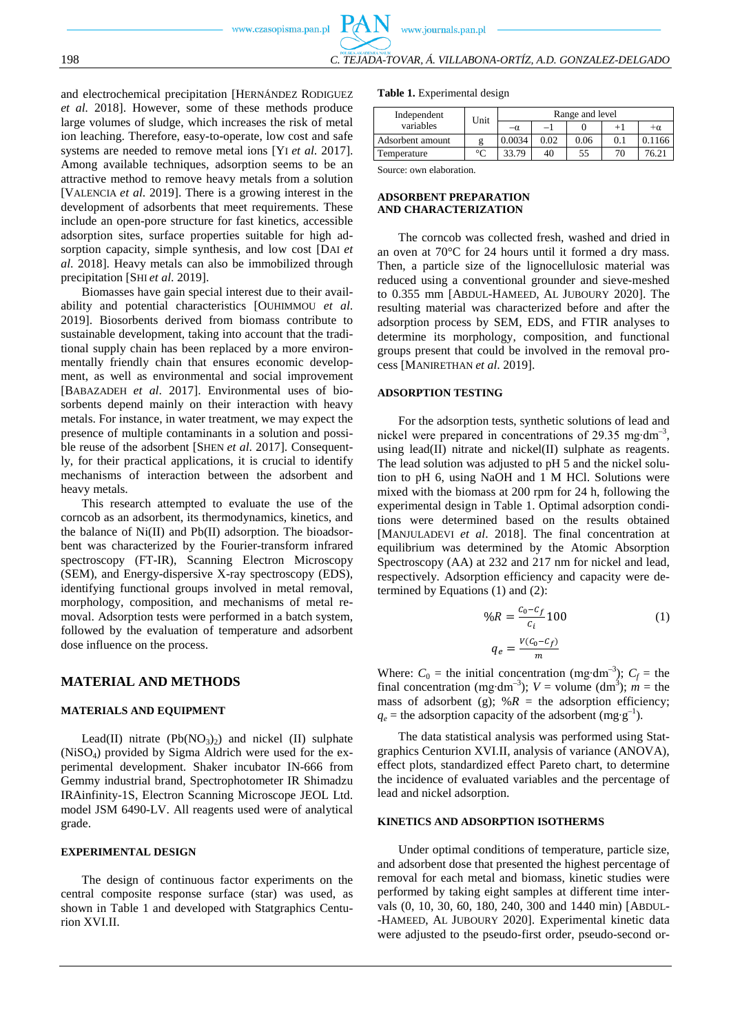and electrochemical precipitation [HERNÁNDEZ RODIGUEZ *et al.* 2018]. However, some of these methods produce large volumes of sludge, which increases the risk of metal ion leaching. Therefore, easy-to-operate, low cost and safe systems are needed to remove metal ions [YI *et al.* 2017]. Among available techniques, adsorption seems to be an attractive method to remove heavy metals from a solution [VALENCIA *et al.* 2019]. There is a growing interest in the development of adsorbents that meet requirements. These include an open-pore structure for fast kinetics, accessible adsorption sites, surface properties suitable for high adsorption capacity, simple synthesis, and low cost [DAI *et al.* 2018]. Heavy metals can also be immobilized through precipitation [SHI *et al.* 2019].

Biomasses have gain special interest due to their availability and potential characteristics [OUHIMMOU *et al.* 2019]. Biosorbents derived from biomass contribute to sustainable development, taking into account that the traditional supply chain has been replaced by a more environmentally friendly chain that ensures economic development, as well as environmental and social improvement [BABAZADEH *et al.* 2017]. Environmental uses of biosorbents depend mainly on their interaction with heavy metals. For instance, in water treatment, we may expect the presence of multiple contaminants in a solution and possible reuse of the adsorbent [SHEN *et al.* 2017]. Consequently, for their practical applications, it is crucial to identify mechanisms of interaction between the adsorbent and heavy metals.

This research attempted to evaluate the use of the corncob as an adsorbent, its thermodynamics, kinetics, and the balance of Ni(II) and Pb(II) adsorption. The bioadsorbent was characterized by the Fourier-transform infrared spectroscopy (FT-IR), Scanning Electron Microscopy (SEM), and Energy-dispersive X-ray spectroscopy (EDS), identifying functional groups involved in metal removal, morphology, composition, and mechanisms of metal removal. Adsorption tests were performed in a batch system, followed by the evaluation of temperature and adsorbent dose influence on the process.

## MATERIAL AND METHODS

### MATERIALS AND EQUIPMENT

Lead(II) nitrate ($Pb(NO_3)_2$) and nickel (II) sulphate ($NiSO_4$) provided by Sigma Aldrich were used for the experimental development. Shaker incubator IN-666 from Gemmy industrial brand, Spectrophotometer IR Shimadzu IRAinfinity-1S, Electron Scanning Microscope JEOL Ltd. model JSM 6490-LV. All reagents used were of analytical grade.

### EXPERIMENTAL DESIGN

The design of continuous factor experiments on the central composite response surface (star) was used, as shown in Table 1 and developed with Statgraphics Centurion XVI.II.

**Table 1.** Experimental design

| Independent variables | Unit | Range and level | | | | |
|---|---|---|---|---|---|---|
| | | $-\alpha$ | $-1$ | 0 | +1 | $+\alpha$ |
| Adsorbent amount | g | 0.0034 | 0.02 | 0.06 | 0.1 | 0.1166 |
| Temperature | °C | 33.79 | 40 | 55 | 70 | 76.21 |

Source: own elaboration.

### ADSORBENT PREPARATION AND CHARACTERIZATION

The corncob was collected fresh, washed and dried in an oven at 70°C for 24 hours until it formed a dry mass. Then, a particle size of the lignocellulosic material was reduced using a conventional grounder and sieve-meshed to 0.355 mm [ABDUL-HAMEED, AL JUBOURY 2020]. The resulting material was characterized before and after the adsorption process by SEM, EDS, and FTIR analyses to determine its morphology, composition, and functional groups present that could be involved in the removal process [MANIRETHAN *et al.* 2019].

### ADSORPTION TESTING

For the adsorption tests, synthetic solutions of lead and nickel were prepared in concentrations of 29.35 mg·dm$^{-3}$, using lead(II) nitrate and nickel(II) sulphate as reagents. The lead solution was adjusted to pH 5 and the nickel solution to pH 6, using NaOH and 1 M HCl. Solutions were mixed with the biomass at 200 rpm for 24 h, following the experimental design in Table 1. Optimal adsorption conditions were determined based on the results obtained [MANJULADEVI *et al.* 2018]. The final concentration at equilibrium was determined by the Atomic Absorption Spectroscopy (AA) at 232 and 217 nm for nickel and lead, respectively. Adsorption efficiency and capacity were determined by Equations (1) and (2):

$$\%R = \frac{C_0 - C_f}{C_i} 100 \tag{1}$$

$$q_e = \frac{V(C_0 - C_f)}{m}$$

Where: $C_0$ = the initial concentration (mg·dm$^{-3}$); $C_f$ = the final concentration (mg·dm$^{-3}$); $V$ = volume (dm$^3$); $m$ = the mass of adsorbent (g); $\%R$ = the adsorption efficiency; $q_e$ = the adsorption capacity of the adsorbent (mg·g$^{-1}$).

The data statistical analysis was performed using Statgraphics Centurion XVI.II, analysis of variance (ANOVA), effect plots, standardized effect Pareto chart, to determine the incidence of evaluated variables and the percentage of lead and nickel adsorption.

### KINETICS AND ADSORPTION ISOTHERMS

Under optimal conditions of temperature, particle size, and adsorbent dose that presented the highest percentage of removal for each metal and biomass, kinetic studies were performed by taking eight samples at different time intervals (0, 10, 30, 60, 180, 240, 300 and 1440 min) [ABDUL-HAMEED, AL JUBOURY 2020]. Experimental kinetic data were adjusted to the pseudo-first order, pseudo-second or-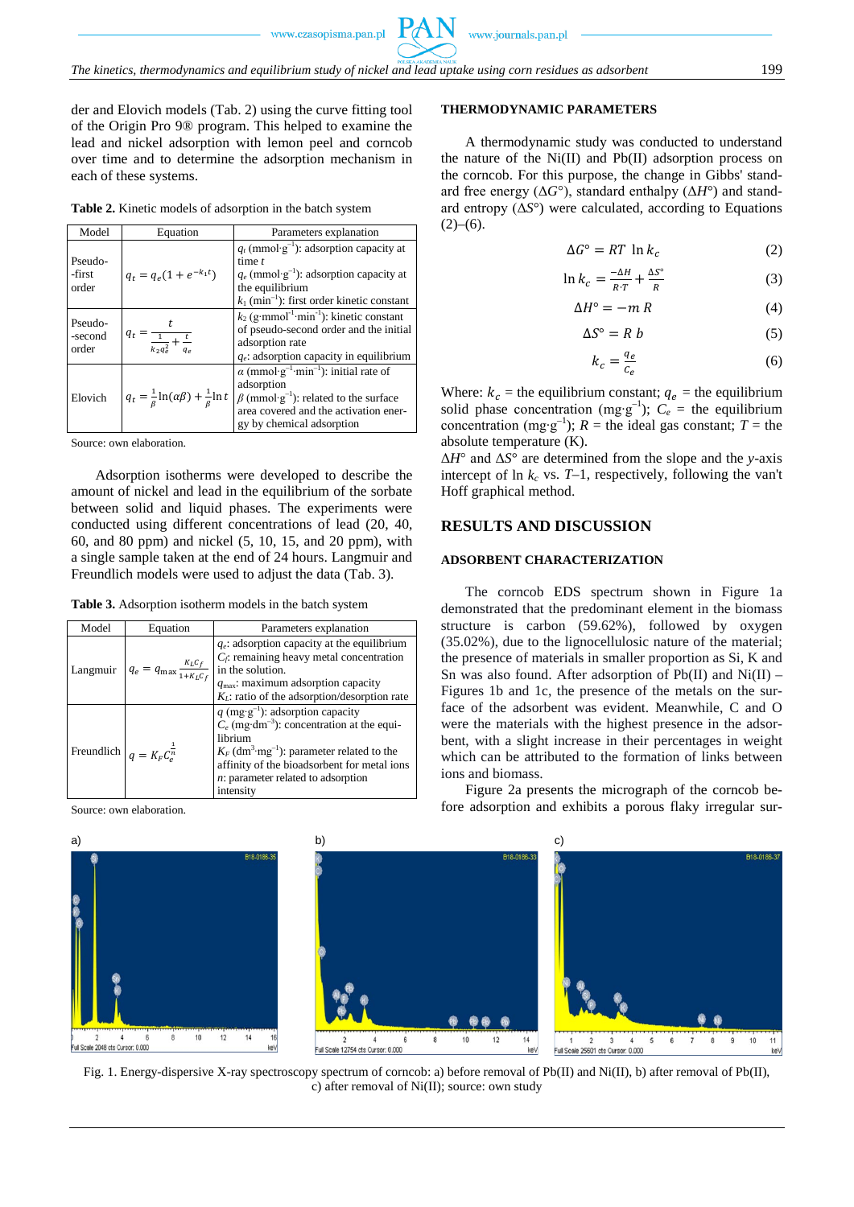der and Elovich models (Tab. 2) using the curve fitting tool of the Origin Pro 9® program. This helped to examine the lead and nickel adsorption with lemon peel and corncob over time and to determine the adsorption mechanism in each of these systems.

**Table 2.** Kinetic models of adsorption in the batch system

| Model | Equation | Parameters explanation |
|---|---|---|
| Pseudo--first order | $q_t = q_e(1 + e^{-k_1 t})$ | $q_t$ (mmol·g$^{-1}$): adsorption capacity at time $t$<br>$q_e$ (mmol·g$^{-1}$): adsorption capacity at the equilibrium<br>$k_1$ (min$^{-1}$): first order kinetic constant |
| Pseudo--second order | $q_t = \frac{t}{\frac{1}{k_2 q_e^2} + \frac{t}{q_e}}$ | $k_2$ (g·mmol$^{-1}$·min$^{-1}$): kinetic constant of pseudo-second order and the initial adsorption rate<br>$q_e$: adsorption capacity in equilibrium |
| Elovich | $q_t = \frac{1}{\beta}\ln(\alpha\beta) + \frac{1}{\beta}\ln t$ | $\alpha$ (mmol·g$^{-1}$·min$^{-1}$): initial rate of adsorption<br>$\beta$ (mmol·g$^{-1}$): related to the surface area covered and the activation energy by chemical adsorption |

Source: own elaboration.

Adsorption isotherms were developed to describe the amount of nickel and lead in the equilibrium of the sorbate between solid and liquid phases. The experiments were conducted using different concentrations of lead (20, 40, 60, and 80 ppm) and nickel (5, 10, 15, and 20 ppm), with a single sample taken at the end of 24 hours. Langmuir and Freundlich models were used to adjust the data (Tab. 3).

**Table 3.** Adsorption isotherm models in the batch system

| Model | Equation | Parameters explanation |
|---|---|---|
| Langmuir | $q_e = q_{\max}\frac{K_L C_f}{1 + K_L C_f}$ | $q_e$: adsorption capacity at the equilibrium<br>$C_f$: remaining heavy metal concentration in the solution.<br>$q_{\max}$: maximum adsorption capacity<br>$K_L$: ratio of the adsorption/desorption rate |
| Freundlich | $q = K_F C_e^{\frac{1}{n}}$ | $q$ (mg·g$^{-1}$): adsorption capacity<br>$C_e$ (mg·dm$^{-3}$): concentration at the equilibrium<br>$K_F$ (dm$^3$·mg$^{-1}$): parameter related to the affinity of the bioadsorbent for metal ions<br>$n$: parameter related to adsorption intensity |

Source: own elaboration.

## THERMODYNAMIC PARAMETERS

A thermodynamic study was conducted to understand the nature of the Ni(II) and Pb(II) adsorption process on the corncob. For this purpose, the change in Gibbs' standard free energy ($\Delta G°$), standard enthalpy ($\Delta H°$) and standard entropy ($\Delta S°$) were calculated, according to Equations (2)–(6).

$$\Delta G° = RT \ \ln k_c \tag{2}$$

$$\ln k_c = \frac{-\Delta H}{R{\cdot}T} + \frac{\Delta S°}{R} \tag{3}$$

$$\Delta H° = -m\ R \tag{4}$$

$$\Delta S° = R\ b \tag{5}$$

$$k_c = \frac{q_e}{C_e} \tag{6}$$

Where: $k_c$ = the equilibrium constant; $q_e$ = the equilibrium solid phase concentration (mg·g$^{-1}$); $C_e$ = the equilibrium concentration (mg·g$^{-1}$); $R$ = the ideal gas constant; $T$ = the absolute temperature (K).

$\Delta H°$ and $\Delta S°$ are determined from the slope and the $y$-axis intercept of ln $k_c$ vs. $T$–1, respectively, following the van't Hoff graphical method.

## RESULTS AND DISCUSSION

### ADSORBENT CHARACTERIZATION

The corncob EDS spectrum shown in Figure 1a demonstrated that the predominant element in the biomass structure is carbon (59.62%), followed by oxygen (35.02%), due to the lignocellulosic nature of the material; the presence of materials in smaller proportion as Si, K and Sn was also found. After adsorption of Pb(II) and Ni(II) – Figures 1b and 1c, the presence of the metals on the surface of the adsorbent was evident. Meanwhile, C and O were the materials with the highest presence in the adsorbent, with a slight increase in their percentages in weight which can be attributed to the formation of links between ions and biomass.

Figure 2a presents the micrograph of the corncob before adsorption and exhibits a porous flaky irregular sur-

Fig. 1. Energy-dispersive X-ray spectroscopy spectrum of corncob: a) before removal of Pb(II) and Ni(II), b) after removal of Pb(II), c) after removal of Ni(II); source: own study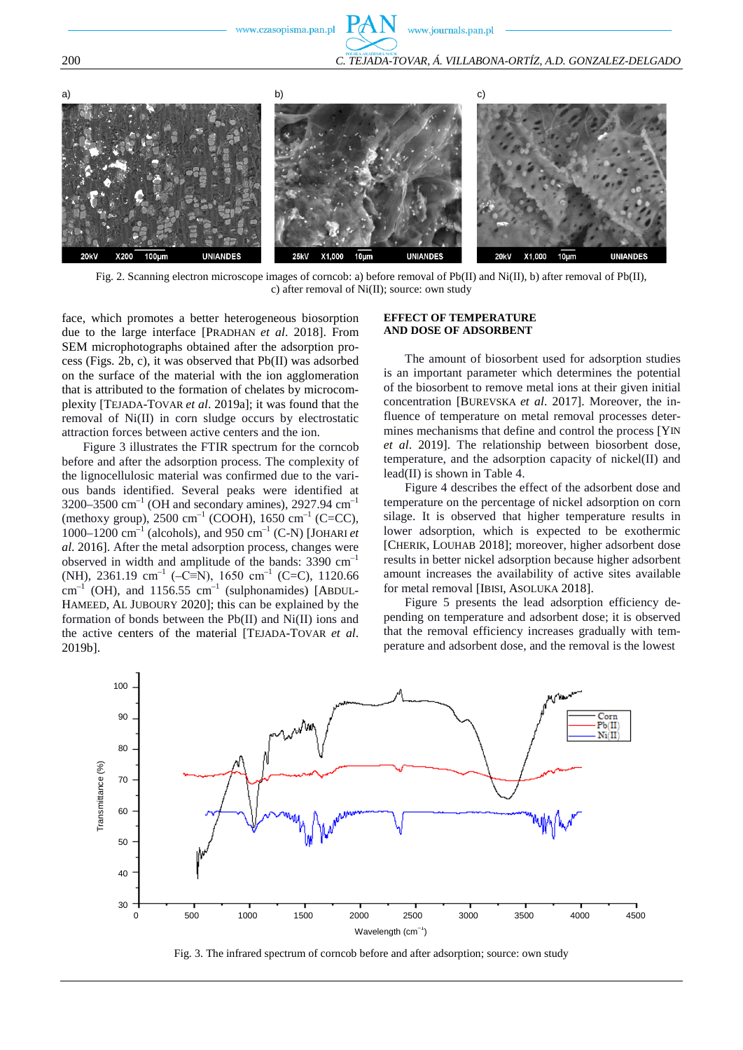Fig. 2. Scanning electron microscope images of corncob: a) before removal of Pb(II) and Ni(II), b) after removal of Pb(II), c) after removal of Ni(II); source: own study

face, which promotes a better heterogeneous biosorption due to the large interface [PRADHAN *et al*. 2018]. From SEM microphotographs obtained after the adsorption process (Figs. 2b, c), it was observed that Pb(II) was adsorbed on the surface of the material with the ion agglomeration that is attributed to the formation of chelates by microcomplexity [TEJADA-TOVAR *et al*. 2019a]; it was found that the removal of Ni(II) in corn sludge occurs by electrostatic attraction forces between active centers and the ion.

Figure 3 illustrates the FTIR spectrum for the corncob before and after the adsorption process. The complexity of the lignocellulosic material was confirmed due to the various bands identified. Several peaks were identified at 3200–3500 $cm^{-1}$ (OH and secondary amines), 2927.94 $cm^{-1}$ (methoxy group), 2500 $cm^{-1}$ (COOH), 1650 $cm^{-1}$ (C=CC), 1000–1200 $cm^{-1}$ (alcohols), and 950 $cm^{-1}$ (C-N) [JOHARI *et al*. 2016]. After the metal adsorption process, changes were observed in width and amplitude of the bands: 3390 $cm^{-1}$ (NH), 2361.19 $cm^{-1}$ (–C≡N), 1650 $cm^{-1}$ (C=C), 1120.66 $cm^{-1}$ (OH), and 1156.55 $cm^{-1}$ (sulphonamides) [ABDUL-HAMEED, AL JUBOURY 2020]; this can be explained by the formation of bonds between the Pb(II) and Ni(II) ions and the active centers of the material [TEJADA-TOVAR *et al*. 2019b].

## EFFECT OF TEMPERATURE AND DOSE OF ADSORBENT

The amount of biosorbent used for adsorption studies is an important parameter which determines the potential of the biosorbent to remove metal ions at their given initial concentration [BUREVSKA *et al*. 2017]. Moreover, the influence of temperature on metal removal processes determines mechanisms that define and control the process [YIN *et al*. 2019]. The relationship between biosorbent dose, temperature, and the adsorption capacity of nickel(II) and lead(II) is shown in Table 4.

Figure 4 describes the effect of the adsorbent dose and temperature on the percentage of nickel adsorption on corn silage. It is observed that higher temperature results in lower adsorption, which is expected to be exothermic [CHERIK, LOUHAB 2018]; moreover, higher adsorbent dose results in better nickel adsorption because higher adsorbent amount increases the availability of active sites available for metal removal [IBISI, ASOLUKA 2018].

Figure 5 presents the lead adsorption efficiency depending on temperature and adsorbent dose; it is observed that the removal efficiency increases gradually with temperature and adsorbent dose, and the removal is the lowest

Fig. 3. The infrared spectrum of corncob before and after adsorption; source: own study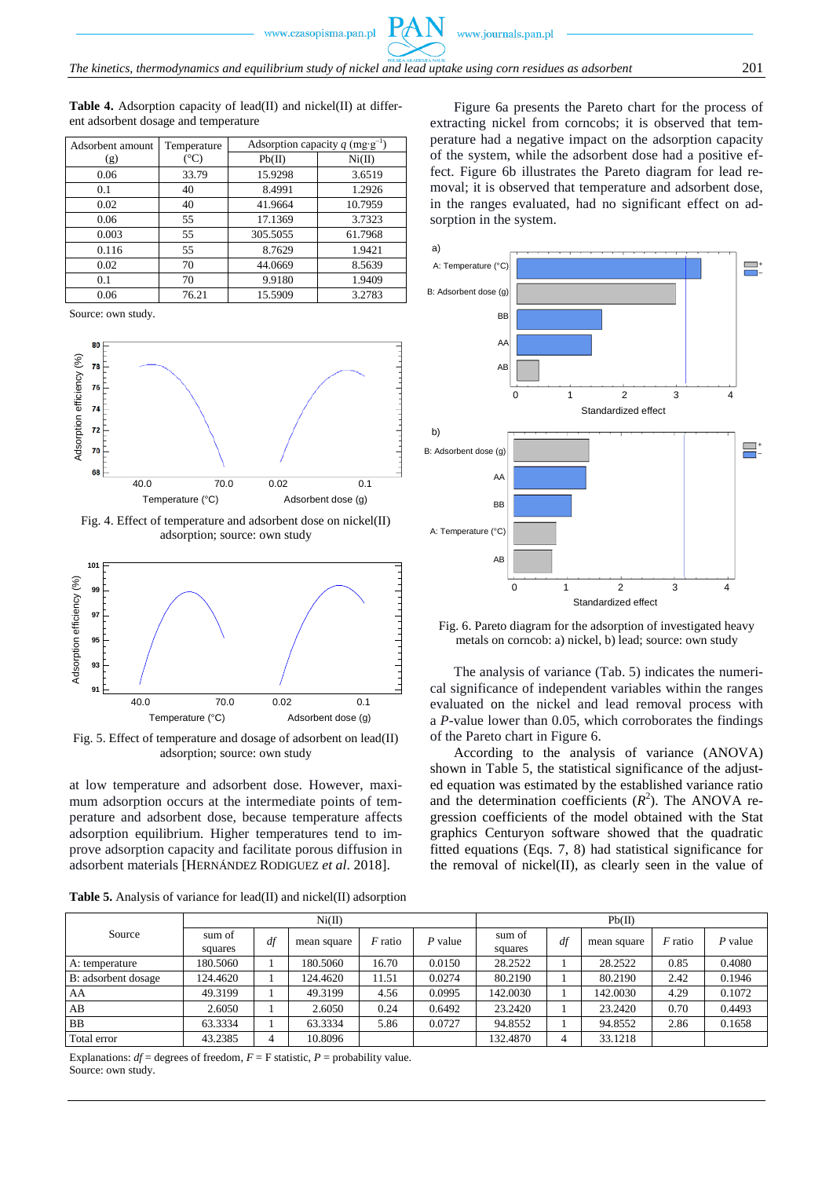**Table 4.** Adsorption capacity of lead(II) and nickel(II) at different adsorbent dosage and temperature

| Adsorbent amount (g) | Temperature (°C) | Adsorption capacity $q$ (mg·g$^{-1}$) | |
|---|---|---|---|
| | | Pb(II) | Ni(II) |
| 0.06 | 33.79 | 15.9298 | 3.6519 |
| 0.1 | 40 | 8.4991 | 1.2926 |
| 0.02 | 40 | 41.9664 | 10.7959 |
| 0.06 | 55 | 17.1369 | 3.7323 |
| 0.003 | 55 | 305.5055 | 61.7968 |
| 0.116 | 55 | 8.7629 | 1.9421 |
| 0.02 | 70 | 44.0669 | 8.5639 |
| 0.1 | 70 | 9.9180 | 1.9409 |
| 0.06 | 76.21 | 15.5909 | 3.2783 |

Source: own study.

Fig. 4. Effect of temperature and adsorbent dose on nickel(II) adsorption; source: own study

Fig. 5. Effect of temperature and dosage of adsorbent on lead(II) adsorption; source: own study

at low temperature and adsorbent dose. However, maximum adsorption occurs at the intermediate points of temperature and adsorbent dose, because temperature affects adsorption equilibrium. Higher temperatures tend to improve adsorption capacity and facilitate porous diffusion in adsorbent materials [HERNÁNDEZ RODIGUEZ *et al*. 2018].

Figure 6a presents the Pareto chart for the process of extracting nickel from corncobs; it is observed that temperature had a negative impact on the adsorption capacity of the system, while the adsorbent dose had a positive effect. Figure 6b illustrates the Pareto diagram for lead removal; it is observed that temperature and adsorbent dose, in the ranges evaluated, had no significant effect on adsorption in the system.

Fig. 6. Pareto diagram for the adsorption of investigated heavy metals on corncob: a) nickel, b) lead; source: own study

The analysis of variance (Tab. 5) indicates the numerical significance of independent variables within the ranges evaluated on the nickel and lead removal process with a $P$-value lower than 0.05, which corroborates the findings of the Pareto chart in Figure 6.

According to the analysis of variance (ANOVA) shown in Table 5, the statistical significance of the adjusted equation was estimated by the established variance ratio and the determination coefficients ($R^2$). The ANOVA regression coefficients of the model obtained with the Stat graphics Centuryon software showed that the quadratic fitted equations (Eqs. 7, 8) had statistical significance for the removal of nickel(II), as clearly seen in the value of

**Table 5.** Analysis of variance for lead(II) and nickel(II) adsorption

| Source | Ni(II) | | | | | Pb(II) | | | | |
|---|---|---|---|---|---|---|---|---|---|---|
| | sum of squares | $df$ | mean square | $F$ ratio | $P$ value | sum of squares | $df$ | mean square | $F$ ratio | $P$ value |
| A: temperature | 180.5060 | 1 | 180.5060 | 16.70 | 0.0150 | 28.2522 | 1 | 28.2522 | 0.85 | 0.4080 |
| B: adsorbent dosage | 124.4620 | 1 | 124.4620 | 11.51 | 0.0274 | 80.2190 | 1 | 80.2190 | 2.42 | 0.1946 |
| AA | 49.3199 | 1 | 49.3199 | 4.56 | 0.0995 | 142.0030 | 1 | 142.0030 | 4.29 | 0.1072 |
| AB | 2.6050 | 1 | 2.6050 | 0.24 | 0.6492 | 23.2420 | 1 | 23.2420 | 0.70 | 0.4493 |
| BB | 63.3334 | 1 | 63.3334 | 5.86 | 0.0727 | 94.8552 | 1 | 94.8552 | 2.86 | 0.1658 |
| Total error | 43.2385 | 4 | 10.8096 | | | 132.4870 | 4 | 33.1218 | | |

Explanations: $df$ = degrees of freedom, $F$ = F statistic, $P$ = probability value.
Source: own study.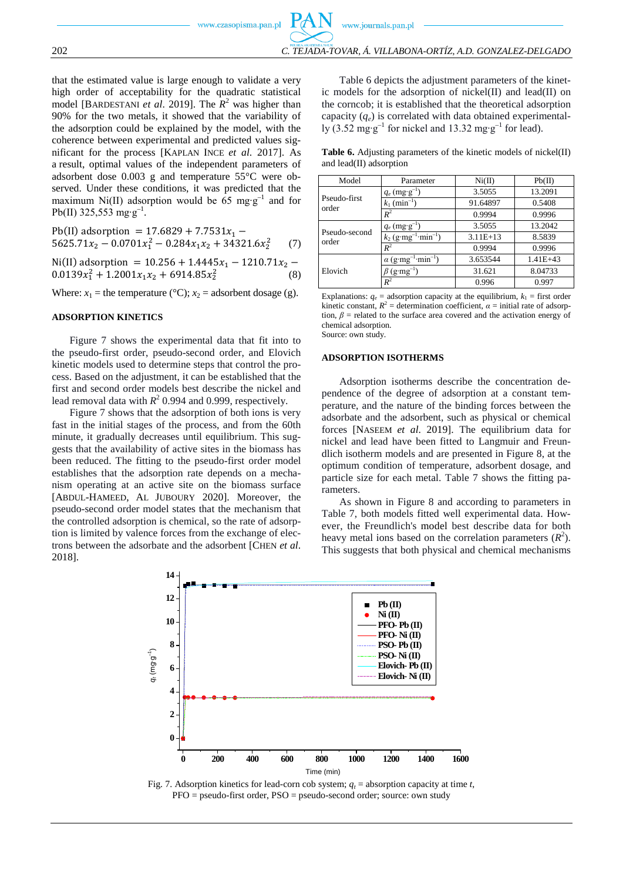that the estimated value is large enough to validate a very high order of acceptability for the quadratic statistical model [BARDESTANI *et al*. 2019]. The $R^2$ was higher than 90% for the two metals, it showed that the variability of the adsorption could be explained by the model, with the coherence between experimental and predicted values significant for the process [KAPLAN INCE *et al.* 2017]. As a result, optimal values of the independent parameters of adsorbent dose 0.003 g and temperature 55°C were observed. Under these conditions, it was predicted that the maximum Ni(II) adsorption would be 65 mg·g$^{-1}$ and for Pb(II) 325,553 mg·g$^{-1}$.

$$\text{Pb(II) adsorption} = 17.6829 + 7.7531x_1 - 5625.71x_2 - 0.0701x_1^2 - 0.284x_1x_2 + 34321.6x_2^2 \quad (7)$$

$$\text{Ni(II) adsorption} = 10.256 + 1.4445x_1 - 1210.71x_2 - 0.0139x_1^2 + 1.2001x_1x_2 + 6914.85x_2^2 \quad (8)$$

Where: $x_1$ = the temperature (°C); $x_2$ = adsorbent dosage (g).

## ADSORPTION KINETICS

Figure 7 shows the experimental data that fit into to the pseudo-first order, pseudo-second order, and Elovich kinetic models used to determine steps that control the process. Based on the adjustment, it can be established that the first and second order models best describe the nickel and lead removal data with $R^2$ 0.994 and 0.999, respectively.

Figure 7 shows that the adsorption of both ions is very fast in the initial stages of the process, and from the 60th minute, it gradually decreases until equilibrium. This suggests that the availability of active sites in the biomass has been reduced. The fitting to the pseudo-first order model establishes that the adsorption rate depends on a mechanism operating at an active site on the biomass surface [ABDUL-HAMEED, AL JUBOURY 2020]. Moreover, the pseudo-second order model states that the mechanism that the controlled adsorption is chemical, so the rate of adsorption is limited by valence forces from the exchange of electrons between the adsorbate and the adsorbent [CHEN *et al*. 2018].

Table 6 depicts the adjustment parameters of the kinetic models for the adsorption of nickel(II) and lead(II) on the corncob; it is established that the theoretical adsorption capacity ($q_e$) is correlated with data obtained experimentally (3.52 mg·g$^{-1}$ for nickel and 13.32 mg·g$^{-1}$ for lead).

**Table 6.** Adjusting parameters of the kinetic models of nickel(II) and lead(II) adsorption

| Model | Parameter | Ni(II) | Pb(II) |
|---|---|---|---|
| Pseudo-first order | $q_e$ (mg·g$^{-1}$) | 3.5055 | 13.2091 |
| | $k_1$ (min$^{-1}$) | 91.64897 | 0.5408 |
| | $R^2$ | 0.9994 | 0.9996 |
| Pseudo-second order | $q_e$ (mg·g$^{-1}$) | 3.5055 | 13.2042 |
| | $k_2$ (g·mg$^{-1}$·min$^{-1}$) | 3.11E+13 | 8.5839 |
| | $R^2$ | 0.9994 | 0.9996 |
| Elovich | $\alpha$ (g·mg$^{-1}$·min$^{-1}$) | 3.653544 | 1.41E+43 |
| | $\beta$ (g·mg$^{-1}$) | 31.621 | 8.04733 |
| | $R^2$ | 0.996 | 0.997 |

Explanations: $q_e$ = adsorption capacity at the equilibrium, $k_1$ = first order kinetic constant, $R^2$ = determination coefficient, $\alpha$ = initial rate of adsorption, $\beta$ = related to the surface area covered and the activation energy of chemical adsorption.
Source: own study.

## ADSORPTION ISOTHERMS

Adsorption isotherms describe the concentration dependence of the degree of adsorption at a constant temperature, and the nature of the binding forces between the adsorbate and the adsorbent, such as physical or chemical forces [NASEEM *et al.* 2019]. The equilibrium data for nickel and lead have been fitted to Langmuir and Freundlich isotherm models and are presented in Figure 8, at the optimum condition of temperature, adsorbent dosage, and particle size for each metal. Table 7 shows the fitting parameters.

As shown in Figure 8 and according to parameters in Table 7, both models fitted well experimental data. However, the Freundlich's model best describe data for both heavy metal ions based on the correlation parameters ($R^2$). This suggests that both physical and chemical mechanisms

Fig. 7. Adsorption kinetics for lead-corn cob system; $q_t$ = absorption capacity at time $t$, PFO = pseudo-first order, PSO = pseudo-second order; source: own study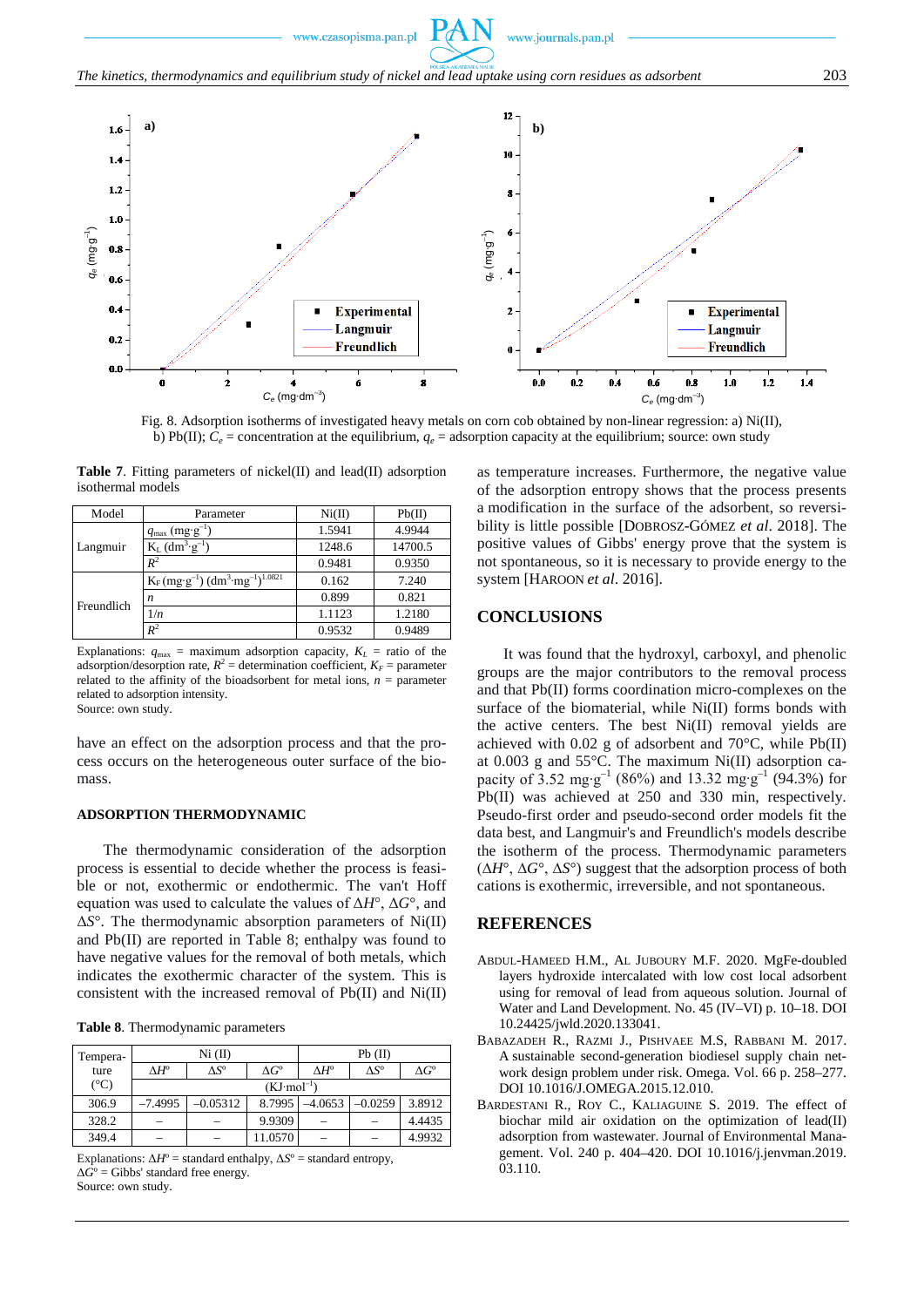Fig. 8. Adsorption isotherms of investigated heavy metals on corn cob obtained by non-linear regression: a) Ni(II), b) Pb(II); $C_e$ = concentration at the equilibrium, $q_e$ = adsorption capacity at the equilibrium; source: own study

**Table 7**. Fitting parameters of nickel(II) and lead(II) adsorption isothermal models

| Model | Parameter | Ni(II) | Pb(II) |
|---|---|---|---|
| Langmuir | $q_{max}$ (mg·g$^{-1}$) | 1.5941 | 4.9944 |
| | $K_L$ (dm$^3$·g$^{-1}$) | 1248.6 | 14700.5 |
| | $R^2$ | 0.9481 | 0.9350 |
| Freundlich | $K_F$ (mg·g$^{-1}$) (dm$^3$·mg$^{-1}$)$^{1.0821}$ | 0.162 | 7.240 |
| | $n$ | 0.899 | 0.821 |
| | $1/n$ | 1.1123 | 1.2180 |
| | $R^2$ | 0.9532 | 0.9489 |

Explanations: $q_{max}$ = maximum adsorption capacity, $K_L$ = ratio of the adsorption/desorption rate, $R^2$ = determination coefficient, $K_F$ = parameter related to the affinity of the bioadsorbent for metal ions, $n$ = parameter related to adsorption intensity.
Source: own study.

have an effect on the adsorption process and that the process occurs on the heterogeneous outer surface of the biomass.

## ADSORPTION THERMODYNAMIC

The thermodynamic consideration of the adsorption process is essential to decide whether the process is feasible or not, exothermic or endothermic. The van't Hoff equation was used to calculate the values of $\Delta H°$, $\Delta G°$, and $\Delta S°$. The thermodynamic absorption parameters of Ni(II) and Pb(II) are reported in Table 8; enthalpy was found to have negative values for the removal of both metals, which indicates the exothermic character of the system. This is consistent with the increased removal of Pb(II) and Ni(II) as temperature increases. Furthermore, the negative value of the adsorption entropy shows that the process presents a modification in the surface of the adsorbent, so reversibility is little possible [DOBROSZ-GÓMEZ *et al.* 2018]. The positive values of Gibbs' energy prove that the system is not spontaneous, so it is necessary to provide energy to the system [HAROON *et al.* 2016].

**Table 8**. Thermodynamic parameters

| Temperature (°C) | Ni (II) | | | Pb (II) | | |
|---|---|---|---|---|---|---|
| | $\Delta H°$ | $\Delta S°$ | $\Delta G°$ | $\Delta H°$ | $\Delta S°$ | $\Delta G°$ |
| | (KJ·mol$^{-1}$) | | | | | |
| 306.9 | –7.4995 | –0.05312 | 8.7995 | –4.0653 | –0.0259 | 3.8912 |
| 328.2 | – | – | 9.9309 | – | – | 4.4435 |
| 349.4 | – | – | 11.0570 | – | – | 4.9932 |

Explanations: $\Delta H°$ = standard enthalpy, $\Delta S°$ = standard entropy, $\Delta G°$ = Gibbs' standard free energy.
Source: own study.

## CONCLUSIONS

It was found that the hydroxyl, carboxyl, and phenolic groups are the major contributors to the removal process and that Pb(II) forms coordination micro-complexes on the surface of the biomaterial, while Ni(II) forms bonds with the active centers. The best Ni(II) removal yields are achieved with 0.02 g of adsorbent and 70°C, while Pb(II) at 0.003 g and 55°C. The maximum Ni(II) adsorption capacity of 3.52 mg·g$^{-1}$ (86%) and 13.32 mg·g$^{-1}$ (94.3%) for Pb(II) was achieved at 250 and 330 min, respectively. Pseudo-first order and pseudo-second order models fit the data best, and Langmuir's and Freundlich's models describe the isotherm of the process. Thermodynamic parameters ($\Delta H°$, $\Delta G°$, $\Delta S°$) suggest that the adsorption process of both cations is exothermic, irreversible, and not spontaneous.

## REFERENCES

ABDUL-HAMEED H.M., AL JUBOURY M.F. 2020. MgFe-doubled layers hydroxide intercalated with low cost local adsorbent using for removal of lead from aqueous solution. Journal of Water and Land Development. No. 45 (IV–VI) p. 10–18. DOI 10.24425/jwld.2020.133041.

BABAZADEH R., RAZMI J., PISHVAEE M.S, RABBANI M. 2017. A sustainable second-generation biodiesel supply chain network design problem under risk. Omega. Vol. 66 p. 258–277. DOI 10.1016/J.OMEGA.2015.12.010.

BARDESTANI R., ROY C., KALIAGUINE S. 2019. The effect of biochar mild air oxidation on the optimization of lead(II) adsorption from wastewater. Journal of Environmental Management. Vol. 240 p. 404–420. DOI 10.1016/j.jenvman.2019.03.110.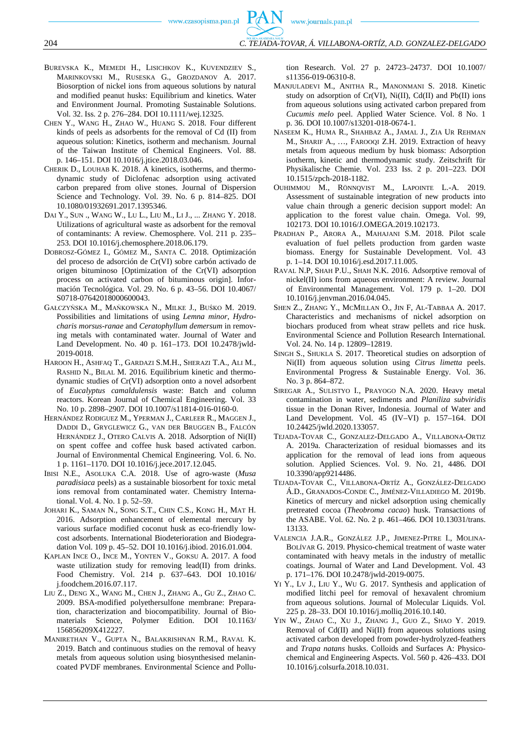BUREVSKA K., MEMEDI H., LISICHKOV K., KUVENDZIEV S., MARINKOVSKI M., RUSESKA G., GROZDANOV A. 2017. Biosorption of nickel ions from aqueous solutions by natural and modified peanut husks: Equilibrium and kinetics. Water and Environment Journal. Promoting Sustainable Solutions. Vol. 32. Iss. 2 p. 276–284. DOI 10.1111/wej.12325.

CHEN Y., WANG H., ZHAO W., HUANG S. 2018. Four different kinds of peels as adsorbents for the removal of Cd (II) from aqueous solution: Kinetics, isotherm and mechanism. Journal of the Taiwan Institute of Chemical Engineers. Vol. 88. p. 146–151. DOI 10.1016/j.jtice.2018.03.046.

CHERIK D., LOUHAB K. 2018. A kinetics, isotherms, and thermodynamic study of Diclofenac adsorption using activated carbon prepared from olive stones. Journal of Dispersion Science and Technology. Vol. 39. No. 6 p. 814–825. DOI 10.1080/01932691.2017.1395346.

DAI Y., SUN ., WANG W., LU L., LIU M., LI J., ... ZHANG Y. 2018. Utilizations of agricultural waste as adsorbent for the removal of contaminants: A review. Chemosphere. Vol. 211 p. 235–253. DOI 10.1016/j.chemosphere.2018.06.179.

DOBROSZ-GÓMEZ I., GÓMEZ M., SANTA C. 2018. Optimización del proceso de adsorción de Cr(VI) sobre carbón activado de origen bituminoso [Optimization of the Cr(VI) adsorption process on activated carbon of bituminous origin]. Información Tecnológica. Vol. 29. No. 6 p. 43–56. DOI 10.4067/S0718-07642018000600043.

GAŁCZYŃSKA M., MAŃKOWSKA N., MILKE J., BUŚKO M. 2019. Possibilities and limitations of using *Lemna minor*, *Hydrocharis morsus-ranae* and *Ceratophyllum demersum* in removing metals with contaminated water. Journal of Water and Land Development. No. 40 p. 161–173. DOI 10.2478/jwld-2019-0018.

HAROON H., ASHFAQ T., GARDAZI S.M.H., SHERAZI T.A., ALI M., RASHID N., BILAL M. 2016. Equilibrium kinetic and thermodynamic studies of Cr(VI) adsorption onto a novel adsorbent of *Eucalyptus camaldulensis* waste: Batch and column reactors. Korean Journal of Chemical Engineering. Vol. 33 No. 10 p. 2898–2907. DOI 10.1007/s11814-016-0160-0.

HERNÁNDEZ RODIGUEZ M., YPERMAN J., CARLEER R., MAGGEN J., DADDI D., GRYGLEWICZ G., VAN DER BRUGGEN B., FALCÓN HERNÁNDEZ J., OTERO CALVIS A. 2018. Adsorption of Ni(II) on spent coffee and coffee husk based activated carbon. Journal of Environmental Chemical Engineering. Vol. 6. No. 1 p. 1161–1170. DOI 10.1016/j.jece.2017.12.045.

IBISI N.E., ASOLUKA C.A. 2018. Use of agro-waste (*Musa paradisiaca* peels) as a sustainable biosorbent for toxic metal ions removal from contaminated water. Chemistry International. Vol. 4. No. 1 p. 52–59.

JOHARI K., SAMAN N., SONG S.T., CHIN C.S., KONG H., MAT H. 2016. Adsorption enhancement of elemental mercury by various surface modified coconut husk as eco-friendly low-cost adsorbents. International Biodeterioration and Biodegradation Vol. 109 p. 45–52. DOI 10.1016/j.ibiod. 2016.01.004.

KAPLAN INCE O., INCE M., YONTEN V., GOKSU A. 2017. A food waste utilization study for removing lead(II) from drinks. Food Chemistry. Vol. 214 p. 637–643. DOI 10.1016/j.foodchem.2016.07.117.

LIU Z., DENG X., WANG M., CHEN J., ZHANG A., GU Z., ZHAO C. 2009. BSA-modified polyethersulfone membrane: Preparation, characterization and biocompatibility. Journal of Biomaterials Science, Polymer Edition. DOI 10.1163/156856209X412227.

MANIRETHAN V., GUPTA N., BALAKRISHNAN R.M., RAVAL K. 2019. Batch and continuous studies on the removal of heavy metals from aqueous solution using biosynthesised melanin-coated PVDF membranes. Environmental Science and Pollution Research. Vol. 27 p. 24723–24737. DOI 10.1007/s11356-019-06310-8.

MANJULADEVI M., ANITHA R., MANONMANI S. 2018. Kinetic study on adsorption of Cr(VI), Ni(II), Cd(II) and Pb(II) ions from aqueous solutions using activated carbon prepared from *Cucumis melo* peel. Applied Water Science. Vol. 8 No. 1 p. 36. DOI 10.1007/s13201-018-0674-1.

NASEEM K., HUMA R., SHAHBAZ A., JAMAL J., ZIA UR REHMAN M., SHARIF A., …, FAROOQI Z.H. 2019. Extraction of heavy metals from aqueous medium by husk biomass: Adsorption isotherm, kinetic and thermodynamic study. Zeitschrift für Physikalische Chemie. Vol. 233 Iss. 2 p. 201–223. DOI 10.1515/zpch-2018-1182.

OUHIMMOU M., RÖNNQVIST M., LAPOINTE L.-A. 2019. Assessment of sustainable integration of new products into value chain through a generic decision support model: An application to the forest value chain. Omega. Vol. 99, 102173. DOI 10.1016/J.OMEGA.2019.102173.

PRADHAN P., ARORA A., MAHAJANI S.M. 2018. Pilot scale evaluation of fuel pellets production from garden waste biomass. Energy for Sustainable Development. Vol. 43 p. 1–14. DOI 10.1016/j.esd.2017.11.005.

RAVAL N.P, SHAH P.U., SHAH N.K. 2016. Adsorptive removal of nickel(II) ions from aqueous environment: A review. Journal of Environmental Management. Vol. 179 p. 1–20. DOI 10.1016/j.jenvman.2016.04.045.

SHEN Z., ZHANG Y., MCMILLAN O., JIN F, AL-TABBAA A. 2017. Characteristics and mechanisms of nickel adsorption on biochars produced from wheat straw pellets and rice husk. Environmental Science and Pollution Research International. Vol. 24. No. 14 p. 12809–12819.

SINGH S., SHUKLA S. 2017. Theoretical studies on adsorption of Ni(II) from aqueous solution using *Citrus limetta* peels. Environmental Progress & Sustainable Energy. Vol. 36. No. 3 p. 864–872.

SIREGAR A., SULISTYO I., PRAYOGO N.A. 2020. Heavy metal contamination in water, sediments and *Planiliza subviridis* tissue in the Donan River, Indonesia. Journal of Water and Land Development. Vol. 45 (IV–VI) p. 157–164. DOI 10.24425/jwld.2020.133057.

TEJADA-TOVAR C., GONZALEZ-DELGADO A., VILLABONA-ORTIZ A. 2019a. Characterization of residual biomasses and its application for the removal of lead ions from aqueous solution. Applied Sciences. Vol. 9. No. 21, 4486. DOI 10.3390/app9214486.

TEJADA-TOVAR C., VILLABONA-ORTÍZ A., GONZÁLEZ-DELGADO Á.D., GRANADOS-CONDE C., JIMÉNEZ-VILLADIEGO M. 2019b. Kinetics of mercury and nickel adsorption using chemically pretreated cocoa (*Theobroma cacao*) husk. Transactions of the ASABE. Vol. 62. No. 2 p. 461–466. DOI 10.13031/trans. 13133.

VALENCIA J.A.R., GONZÁLEZ J.P., JIMENEZ-PITRE I., MOLINA-BOLÍVAR G. 2019. Physico-chemical treatment of waste water contaminated with heavy metals in the industry of metallic coatings. Journal of Water and Land Development. Vol. 43 p. 171–176. DOI 10.2478/jwld-2019-0075.

YI Y., LV J., LIU Y., WU G. 2017. Synthesis and application of modified litchi peel for removal of hexavalent chromium from aqueous solutions. Journal of Molecular Liquids. Vol. 225 p. 28–33. DOI 10.1016/j.molliq.2016.10.140.

YIN W., ZHAO C., XU J., ZHANG J., GUO Z., SHAO Y. 2019. Removal of Cd(II) and Ni(II) from aqueous solutions using activated carbon developed from powder-hydrolyzed-feathers and *Trapa natans* husks. Colloids and Surfaces A: Physicochemical and Engineering Aspects. Vol. 560 p. 426–433. DOI 10.1016/j.colsurfa.2018.10.031.